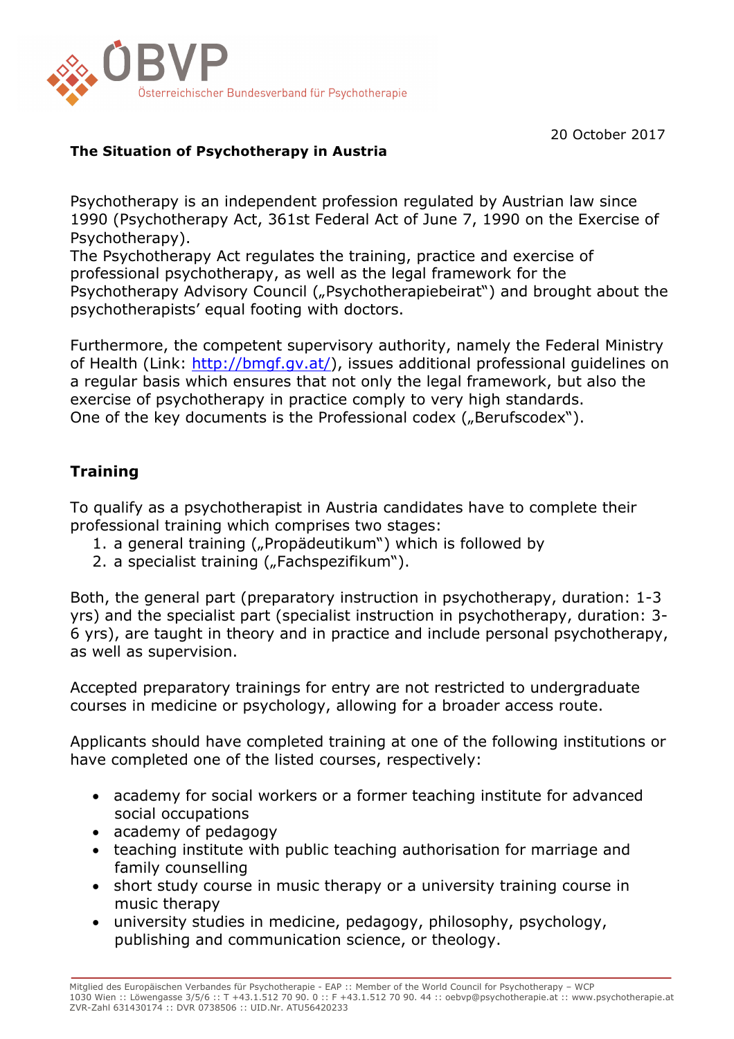ÖBVP
Österreichischer Bundesverband für Psychotherapie

20 October 2017

**The Situation of Psychotherapy in Austria**

Psychotherapy is an independent profession regulated by Austrian law since 1990 (Psychotherapy Act, 361st Federal Act of June 7, 1990 on the Exercise of Psychotherapy).
The Psychotherapy Act regulates the training, practice and exercise of professional psychotherapy, as well as the legal framework for the Psychotherapy Advisory Council („Psychotherapiebeirat") and brought about the psychotherapists' equal footing with doctors.

Furthermore, the competent supervisory authority, namely the Federal Ministry of Health (Link: [http://bmgf.gv.at/](http://bmgf.gv.at/)), issues additional professional guidelines on a regular basis which ensures that not only the legal framework, but also the exercise of psychotherapy in practice comply to very high standards.
One of the key documents is the Professional codex („Berufscodex").

## Training

To qualify as a psychotherapist in Austria candidates have to complete their professional training which comprises two stages:

1. a general training („Propädeutikum") which is followed by
2. a specialist training („Fachspezifikum").

Both, the general part (preparatory instruction in psychotherapy, duration: 1-3 yrs) and the specialist part (specialist instruction in psychotherapy, duration: 3-6 yrs), are taught in theory and in practice and include personal psychotherapy, as well as supervision.

Accepted preparatory trainings for entry are not restricted to undergraduate courses in medicine or psychology, allowing for a broader access route.

Applicants should have completed training at one of the following institutions or have completed one of the listed courses, respectively:

- academy for social workers or a former teaching institute for advanced social occupations
- academy of pedagogy
- teaching institute with public teaching authorisation for marriage and family counselling
- short study course in music therapy or a university training course in music therapy
- university studies in medicine, pedagogy, philosophy, psychology, publishing and communication science, or theology.

Mitglied des Europäischen Verbandes für Psychotherapie - EAP :: Member of the World Council for Psychotherapy – WCP
1030 Wien :: Löwengasse 3/5/6 :: T +43.1.512 70 90. 0 :: F +43.1.512 70 90. 44 :: oebvp@psychotherapie.at :: www.psychotherapie.at
ZVR-Zahl 631430174 :: DVR 0738506 :: UID.Nr. ATU56420233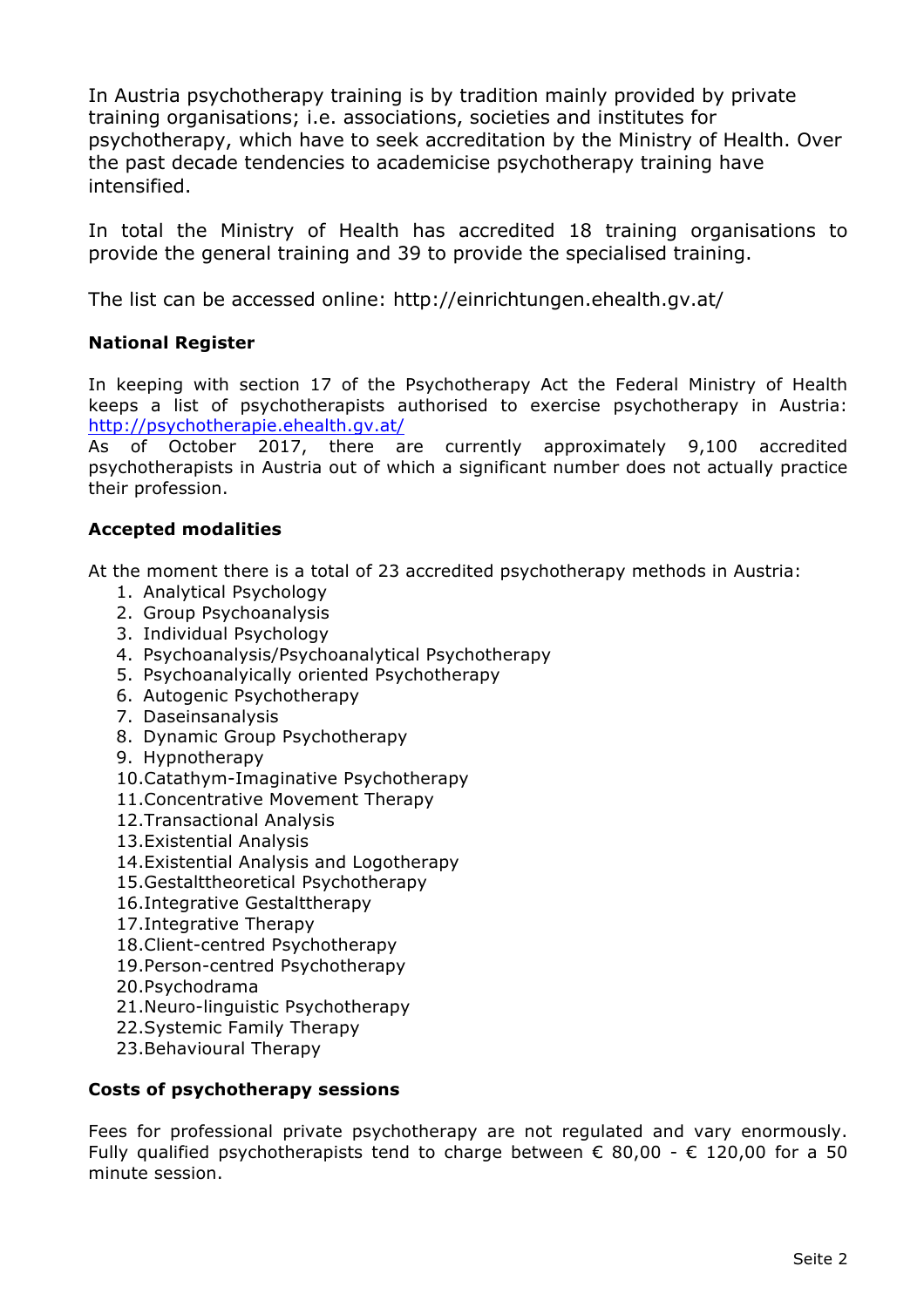In Austria psychotherapy training is by tradition mainly provided by private training organisations; i.e. associations, societies and institutes for psychotherapy, which have to seek accreditation by the Ministry of Health. Over the past decade tendencies to academicise psychotherapy training have intensified.

In total the Ministry of Health has accredited 18 training organisations to provide the general training and 39 to provide the specialised training.

The list can be accessed online: http://einrichtungen.ehealth.gv.at/

**National Register**

In keeping with section 17 of the Psychotherapy Act the Federal Ministry of Health keeps a list of psychotherapists authorised to exercise psychotherapy in Austria: http://psychotherapie.ehealth.gv.at/
As of October 2017, there are currently approximately 9,100 accredited psychotherapists in Austria out of which a significant number does not actually practice their profession.

**Accepted modalities**

At the moment there is a total of 23 accredited psychotherapy methods in Austria:

1. Analytical Psychology
2. Group Psychoanalysis
3. Individual Psychology
4. Psychoanalysis/Psychoanalytical Psychotherapy
5. Psychoanalyically oriented Psychotherapy
6. Autogenic Psychotherapy
7. Daseinsanalysis
8. Dynamic Group Psychotherapy
9. Hypnotherapy
10. Catathym-Imaginative Psychotherapy
11. Concentrative Movement Therapy
12. Transactional Analysis
13. Existential Analysis
14. Existential Analysis and Logotherapy
15. Gestalttheoretical Psychotherapy
16. Integrative Gestalttherapy
17. Integrative Therapy
18. Client-centred Psychotherapy
19. Person-centred Psychotherapy
20. Psychodrama
21. Neuro-linguistic Psychotherapy
22. Systemic Family Therapy
23. Behavioural Therapy

**Costs of psychotherapy sessions**

Fees for professional private psychotherapy are not regulated and vary enormously. Fully qualified psychotherapists tend to charge between € 80,00 - € 120,00 for a 50 minute session.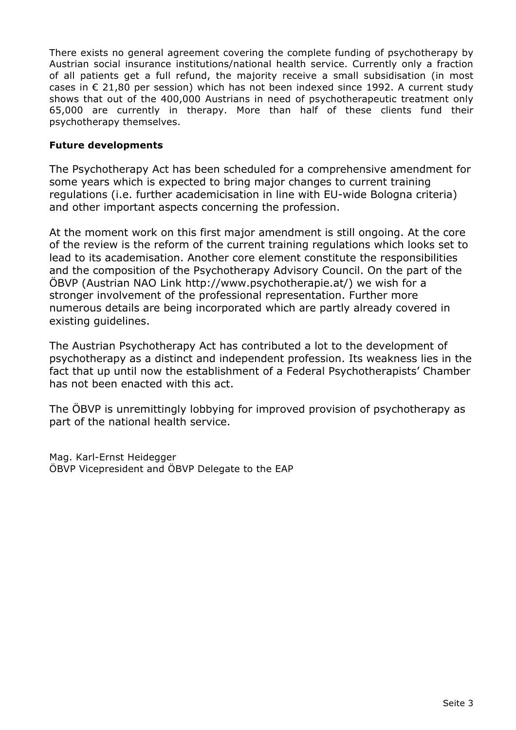There exists no general agreement covering the complete funding of psychotherapy by Austrian social insurance institutions/national health service. Currently only a fraction of all patients get a full refund, the majority receive a small subsidisation (in most cases in € 21,80 per session) which has not been indexed since 1992. A current study shows that out of the 400,000 Austrians in need of psychotherapeutic treatment only 65,000 are currently in therapy. More than half of these clients fund their psychotherapy themselves.

**Future developments**

The Psychotherapy Act has been scheduled for a comprehensive amendment for some years which is expected to bring major changes to current training regulations (i.e. further academicisation in line with EU-wide Bologna criteria) and other important aspects concerning the profession.

At the moment work on this first major amendment is still ongoing. At the core of the review is the reform of the current training regulations which looks set to lead to its academisation. Another core element constitute the responsibilities and the composition of the Psychotherapy Advisory Council. On the part of the ÖBVP (Austrian NAO Link http://www.psychotherapie.at/) we wish for a stronger involvement of the professional representation. Further more numerous details are being incorporated which are partly already covered in existing guidelines.

The Austrian Psychotherapy Act has contributed a lot to the development of psychotherapy as a distinct and independent profession. Its weakness lies in the fact that up until now the establishment of a Federal Psychotherapists' Chamber has not been enacted with this act.

The ÖBVP is unremittingly lobbying for improved provision of psychotherapy as part of the national health service.

Mag. Karl-Ernst Heidegger
ÖBVP Vicepresident and ÖBVP Delegate to the EAP